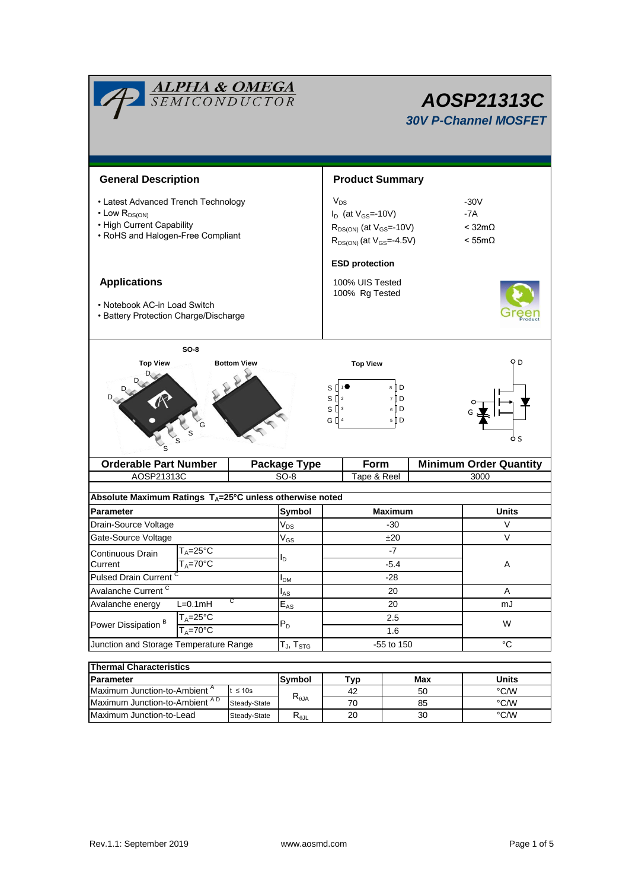# AOSP21313C

## 30V P-Channel MOSFET

ALPHA & OMEGA SEMICONDUCTOR

## General Description

- Latest Advanced Trench Technology
- Low $R_{DS(ON)}$
- High Current Capability
- RoHS and Halogen-Free Compliant

## Product Summary

| | |
|---|---|
| $V_{DS}$ | -30V |
| $I_D$ (at $V_{GS}$=-10V) | -7A |
| $R_{DS(ON)}$ (at $V_{GS}$=-10V) | < 32mΩ |
| $R_{DS(ON)}$ (at $V_{GS}$=-4.5V) | < 55mΩ |

**ESD protection**

100% UIS Tested
100% Rg Tested

## Applications

- Notebook AC-in Load Switch
- Battery Protection Charge/Discharge

SO-8

Top View　Bottom View　Top View

| Orderable Part Number | Package Type | Form | Minimum Order Quantity |
|---|---|---|---|
| AOSP21313C | SO-8 | Tape & Reel | 3000 |

**Absolute Maximum Ratings $T_A$=25°C unless otherwise noted**

| Parameter | | Symbol | Maximum | Units |
|---|---|---|---|---|
| Drain-Source Voltage | | $V_{DS}$ | -30 | V |
| Gate-Source Voltage | | $V_{GS}$ | ±20 | V |
| Continuous Drain Current | $T_A$=25°C | $I_D$ | -7 | A |
| | $T_A$=70°C | | -5.4 | |
| Pulsed Drain Current [C] | | $I_{DM}$ | -28 | |
| Avalanche Current [C] | | $I_{AS}$ | 20 | A |
| Avalanche energy | L=0.1mH [C] | $E_{AS}$ | 20 | mJ |
| Power Dissipation [B] | $T_A$=25°C | $P_D$ | 2.5 | W |
| | $T_A$=70°C | | 1.6 | |
| Junction and Storage Temperature Range | | $T_J$, $T_{STG}$ | -55 to 150 | °C |

**Thermal Characteristics**

| Parameter | | Symbol | Typ | Max | Units |
|---|---|---|---|---|---|
| Maximum Junction-to-Ambient [A] | t ≤ 10s | $R_{\theta JA}$ | 42 | 50 | °C/W |
| Maximum Junction-to-Ambient [A D] | Steady-State | | 70 | 85 | °C/W |
| Maximum Junction-to-Lead | Steady-State | $R_{\theta JL}$ | 20 | 30 | °C/W |

Rev.1.1: September 2019　www.aosmd.com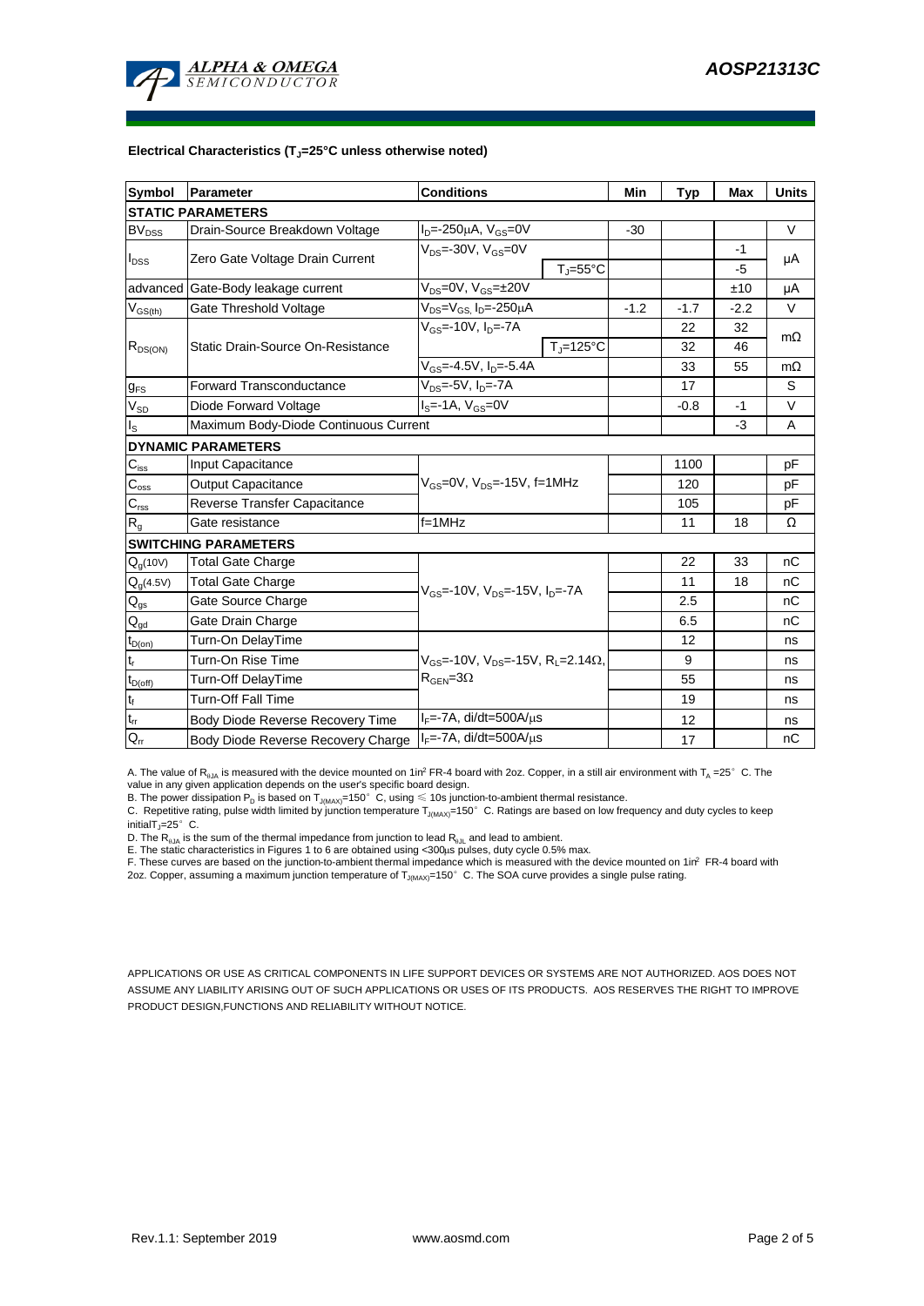### Electrical Characteristics ($T_J$=25°C unless otherwise noted)

| Symbol | Parameter | Conditions | | Min | Typ | Max | Units |
|---|---|---|---|---|---|---|---|
| **STATIC PARAMETERS** | | | | | | | |
| $BV_{DSS}$ | Drain-Source Breakdown Voltage | $I_D$=-250µA, $V_{GS}$=0V | | -30 | | | V |
| $I_{DSS}$ | Zero Gate Voltage Drain Current | $V_{DS}$=-30V, $V_{GS}$=0V | | | | -1 | µA |
| | | | $T_J$=55°C | | | -5 | |
| advanced | Gate-Body leakage current | $V_{DS}$=0V, $V_{GS}$=±20V | | | | ±10 | µA |
| $V_{GS(th)}$ | Gate Threshold Voltage | $V_{DS}$=$V_{GS}$, $I_D$=-250µA | | -1.2 | -1.7 | -2.2 | V |
| $R_{DS(ON)}$ | Static Drain-Source On-Resistance | $V_{GS}$=-10V, $I_D$=-7A | | | 22 | 32 | mΩ |
| | | | $T_J$=125°C | | 32 | 46 | |
| | | $V_{GS}$=-4.5V, $I_D$=-5.4A | | | 33 | 55 | mΩ |
| $g_{FS}$ | Forward Transconductance | $V_{DS}$=-5V, $I_D$=-7A | | | 17 | | S |
| $V_{SD}$ | Diode Forward Voltage | $I_S$=-1A, $V_{GS}$=0V | | | -0.8 | -1 | V |
| $I_S$ | Maximum Body-Diode Continuous Current | | | | | -3 | A |
| **DYNAMIC PARAMETERS** | | | | | | | |
| $C_{iss}$ | Input Capacitance | $V_{GS}$=0V, $V_{DS}$=-15V, f=1MHz | | | 1100 | | pF |
| $C_{oss}$ | Output Capacitance | | | | 120 | | pF |
| $C_{rss}$ | Reverse Transfer Capacitance | | | | 105 | | pF |
| $R_g$ | Gate resistance | f=1MHz | | | 11 | 18 | Ω |
| **SWITCHING PARAMETERS** | | | | | | | |
| $Q_g$(10V) | Total Gate Charge | $V_{GS}$=-10V, $V_{DS}$=-15V, $I_D$=-7A | | | 22 | 33 | nC |
| $Q_g$(4.5V) | Total Gate Charge | | | | 11 | 18 | nC |
| $Q_{gs}$ | Gate Source Charge | | | | 2.5 | | nC |
| $Q_{gd}$ | Gate Drain Charge | | | | 6.5 | | nC |
| $t_{D(on)}$ | Turn-On DelayTime | $V_{GS}$=-10V, $V_{DS}$=-15V, $R_L$=2.14Ω, $R_{GEN}$=3Ω | | | 12 | | ns |
| $t_r$ | Turn-On Rise Time | | | | 9 | | ns |
| $t_{D(off)}$ | Turn-Off DelayTime | | | | 55 | | ns |
| $t_f$ | Turn-Off Fall Time | | | | 19 | | ns |
| $t_{rr}$ | Body Diode Reverse Recovery Time | $I_F$=-7A, di/dt=500A/µs | | | 12 | | ns |
| $Q_{rr}$ | Body Diode Reverse Recovery Charge | $I_F$=-7A, di/dt=500A/µs | | | 17 | | nC |

A. The value of $R_{\theta JA}$ is measured with the device mounted on 1in² FR-4 board with 2oz. Copper, in a still air environment with $T_A$ =25° C. The value in any given application depends on the user's specific board design.
B. The power dissipation $P_D$ is based on $T_{J(MAX)}$=150° C, using ≤ 10s junction-to-ambient thermal resistance.
C. Repetitive rating, pulse width limited by junction temperature $T_{J(MAX)}$=150° C. Ratings are based on low frequency and duty cycles to keep initial$T_J$=25° C.
D. The $R_{\theta JA}$ is the sum of the thermal impedance from junction to lead $R_{\theta JL}$ and lead to ambient.
E. The static characteristics in Figures 1 to 6 are obtained using <300µs pulses, duty cycle 0.5% max.
F. These curves are based on the junction-to-ambient thermal impedance which is measured with the device mounted on 1in² FR-4 board with 2oz. Copper, assuming a maximum junction temperature of $T_{J(MAX)}$=150° C. The SOA curve provides a single pulse rating.

APPLICATIONS OR USE AS CRITICAL COMPONENTS IN LIFE SUPPORT DEVICES OR SYSTEMS ARE NOT AUTHORIZED. AOS DOES NOT ASSUME ANY LIABILITY ARISING OUT OF SUCH APPLICATIONS OR USES OF ITS PRODUCTS. AOS RESERVES THE RIGHT TO IMPROVE PRODUCT DESIGN,FUNCTIONS AND RELIABILITY WITHOUT NOTICE.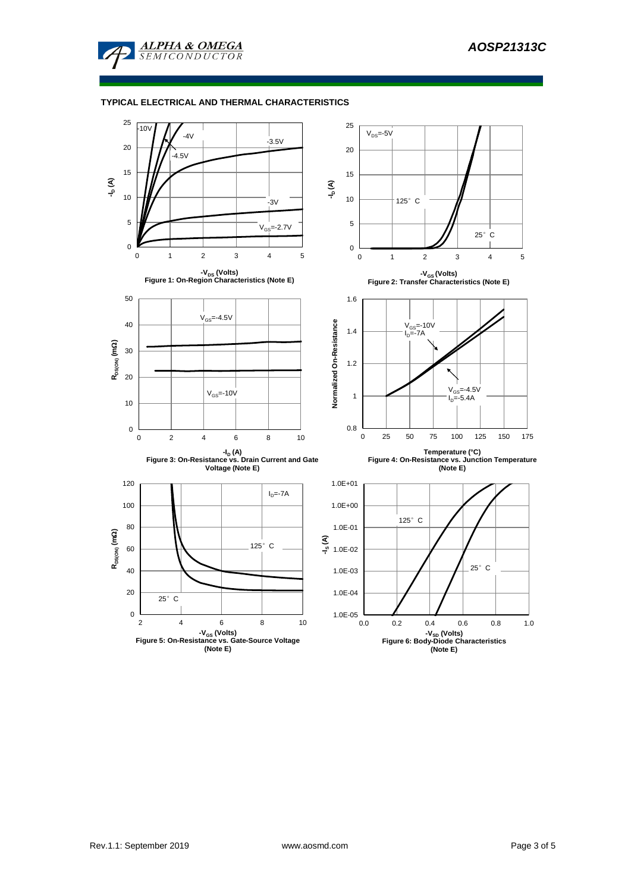## TYPICAL ELECTRICAL AND THERMAL CHARACTERISTICS

-10V, -4V, -4.5V, -3.5V, -3V, $V_{GS}$=-2.7V

$-I_D$ (A)

$-V_{DS}$ (Volts)

**Figure 1: On-Region Characteristics (Note E)**

$V_{DS}$=-5V, 125° C, 25° C

$-I_D$ (A)

$-V_{GS}$ (Volts)

**Figure 2: Transfer Characteristics (Note E)**

$V_{GS}$=-4.5V, $V_{GS}$=-10V

$R_{DS(ON)}$ (mΩ)

$-I_D$ (A)

**Figure 3: On-Resistance vs. Drain Current and Gate Voltage (Note E)**

$V_{GS}$=-10V, $I_D$=-7A; $V_{GS}$=-4.5V, $I_D$=-5.4A

Normalized On-Resistance

Temperature (°C)

**Figure 4: On-Resistance vs. Junction Temperature (Note E)**

$I_D$=-7A, 125° C, 25° C

$R_{DS(ON)}$ (mΩ)

$-V_{GS}$ (Volts)

**Figure 5: On-Resistance vs. Gate-Source Voltage (Note E)**

125° C, 25° C

$-I_S$ (A)

$-V_{SD}$ (Volts)

**Figure 6: Body-Diode Characteristics (Note E)**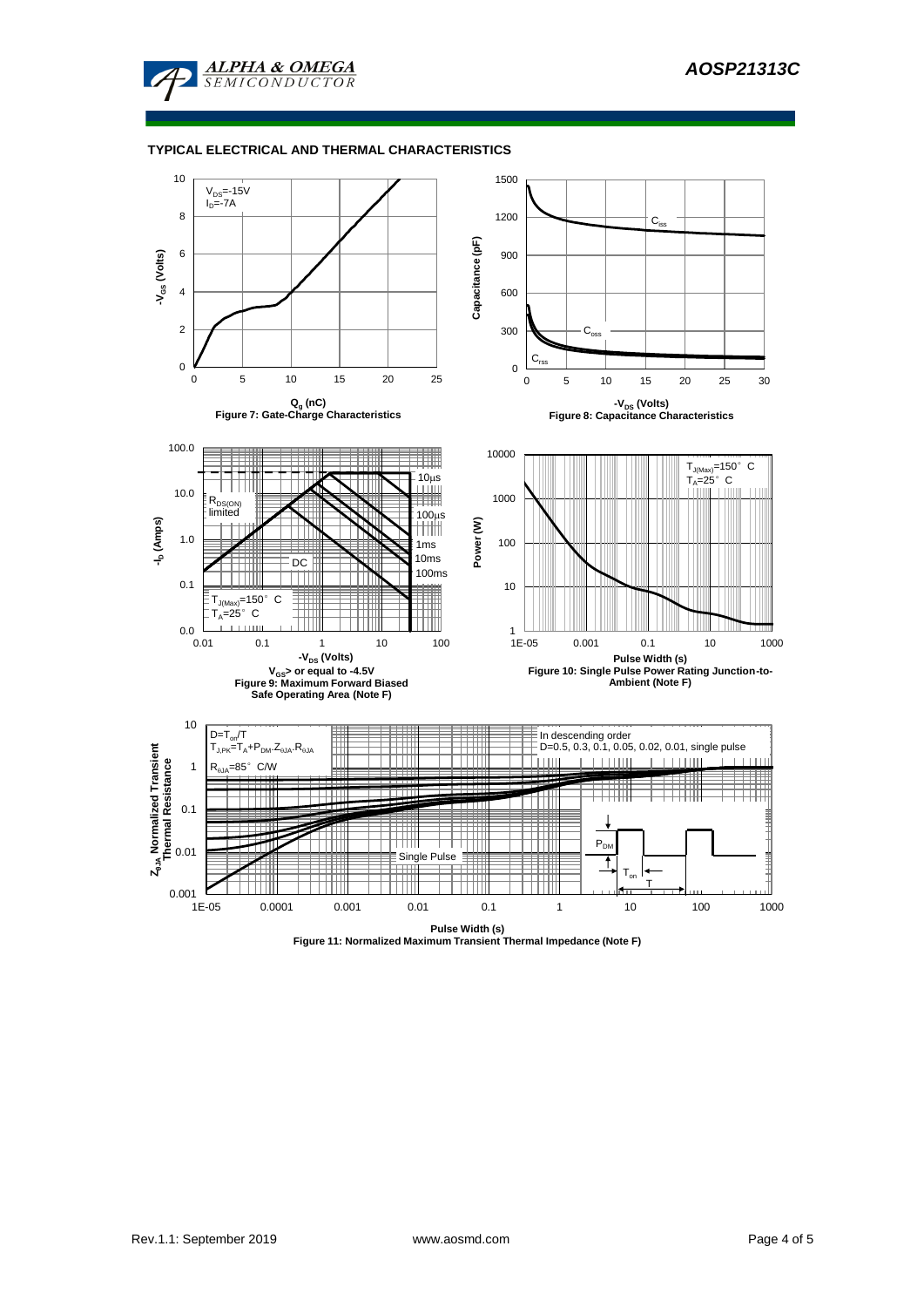## TYPICAL ELECTRICAL AND THERMAL CHARACTERISTICS

$V_{DS}$=-15V
$I_D$=-7A

Figure 7: Gate-Charge Characteristics

$C_{iss}$
$C_{oss}$
$C_{rss}$

Figure 8: Capacitance Characteristics

$R_{DS(ON)}$ limited
10µs
100µs
1ms
10ms
100ms
DC
$T_{J(Max)}$=150°C
$T_A$=25°C

$V_{GS}$> or equal to -4.5V

Figure 9: Maximum Forward Biased Safe Operating Area (Note F)

$T_{J(Max)}$=150°C
$T_A$=25°C

Figure 10: Single Pulse Power Rating Junction-to-Ambient (Note F)

$D=T_{on}/T$
$T_{J,PK}=T_A+P_{DM}.Z_{\theta JA}.R_{\theta JA}$
$R_{\theta JA}$=85°C/W

In descending order
D=0.5, 0.3, 0.1, 0.05, 0.02, 0.01, single pulse

Single Pulse

Figure 11: Normalized Maximum Transient Thermal Impedance (Note F)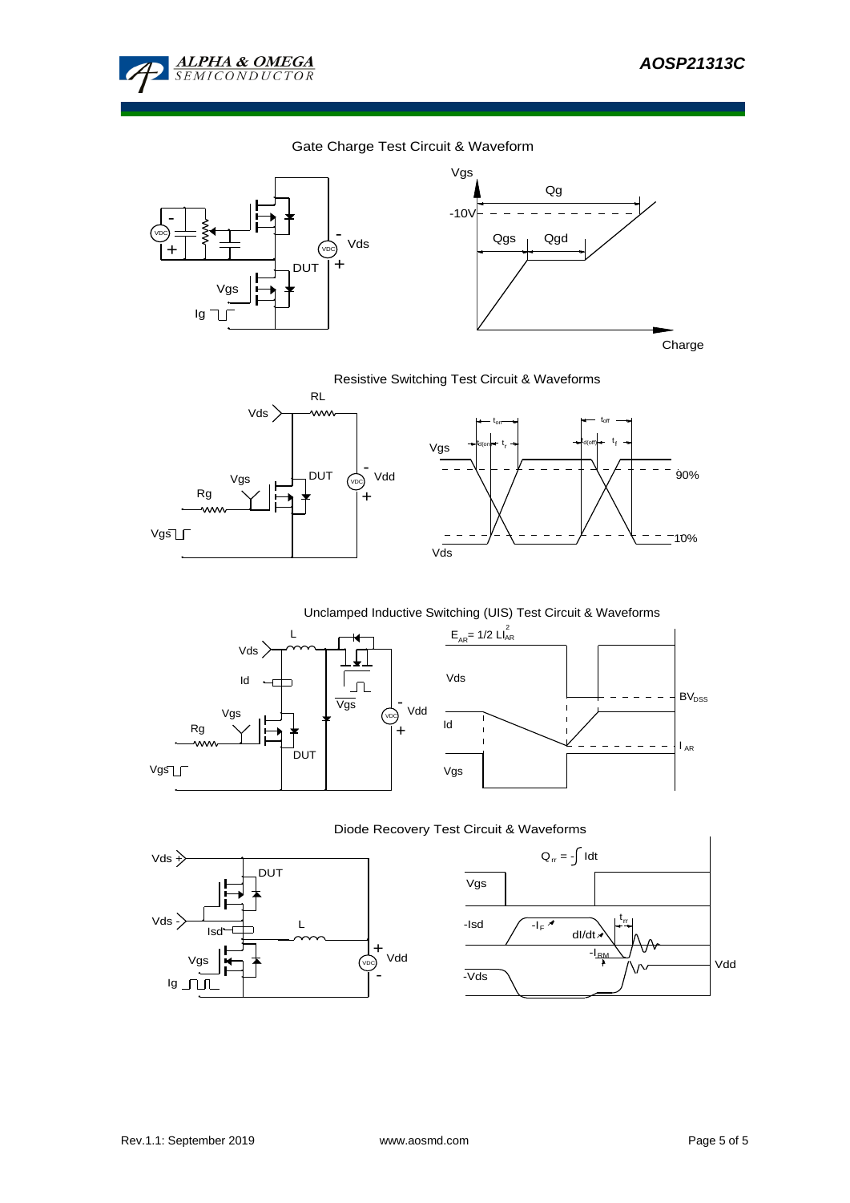## Gate Charge Test Circuit & Waveform

VDC
\-
\+
Vgs
Ig
DUT
VDC
\-
Vds
\+

Vgs
Qg
-10V
Qgs
Qgd
Charge

## Resistive Switching Test Circuit & Waveforms

RL
Vds
Vgs
DUT
Rg
Vgs
VDC
\-
Vdd
\+

$t_{on}$
$t_{d(on)}$
$t_r$
$t_{off}$
$t_{d(off)}$
$t_f$
Vgs
90%
10%
Vds

## Unclamped Inductive Switching (UIS) Test Circuit & Waveforms

L
Vds
Id
Vgs
Rg
Vgs
DUT
Vgs
VDC
\-
Vdd
\+

$E_{AR} = 1/2\ LI_{AR}^2$
Vds
Id
Vgs
$BV_{DSS}$
$I_{AR}$

## Diode Recovery Test Circuit & Waveforms

Vds +
DUT
Vds -
Isd
L
Vgs
Ig
VDC
\+
Vdd
\-

$Q_{rr} = -\int Idt$
Vgs
-Isd
$-I_F$
dI/dt
$t_{rr}$
$-I_{RM}$
-Vds
Vdd